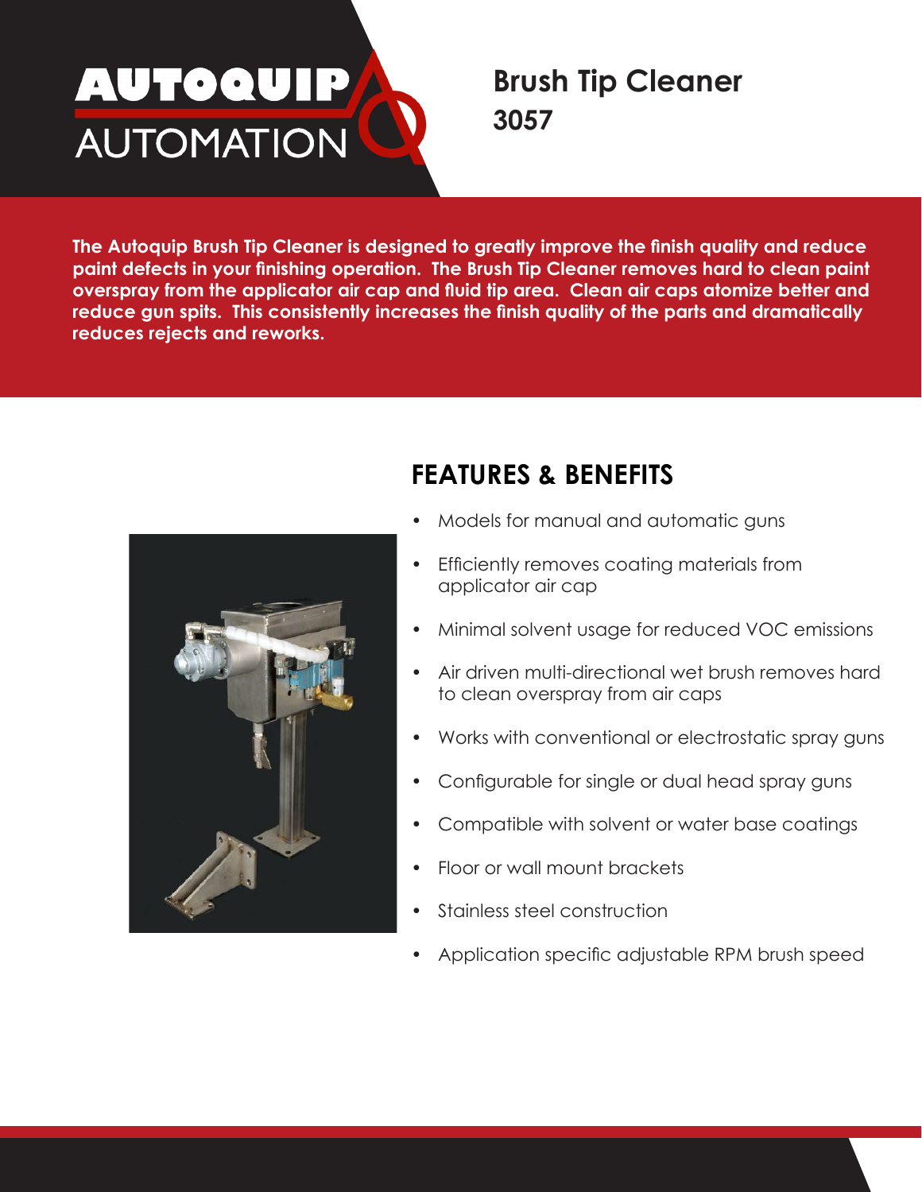# Brush Tip Cleaner
## 3057

**The Autoquip Brush Tip Cleaner is designed to greatly improve the finish quality and reduce paint defects in your finishing operation. The Brush Tip Cleaner removes hard to clean paint overspray from the applicator air cap and fluid tip area. Clean air caps atomize better and reduce gun spits. This consistently increases the finish quality of the parts and dramatically reduces rejects and reworks.**

## FEATURES & BENEFITS

- Models for manual and automatic guns
- Efficiently removes coating materials from applicator air cap
- Minimal solvent usage for reduced VOC emissions
- Air driven multi-directional wet brush removes hard to clean overspray from air caps
- Works with conventional or electrostatic spray guns
- Configurable for single or dual head spray guns
- Compatible with solvent or water base coatings
- Floor or wall mount brackets
- Stainless steel construction
- Application specific adjustable RPM brush speed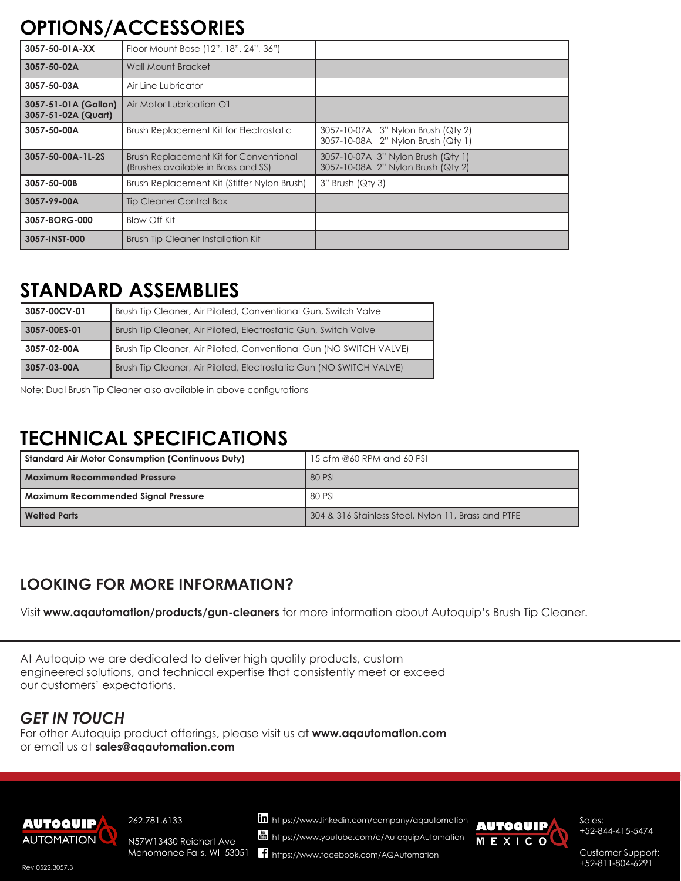# OPTIONS/ACCESSORIES

| | | |
|---|---|---|
| **3057-50-01A-XX** | Floor Mount Base (12", 18", 24", 36") | |
| **3057-50-02A** | Wall Mount Bracket | |
| **3057-50-03A** | Air Line Lubricator | |
| **3057-51-01A (Gallon)** **3057-51-02A (Quart)** | Air Motor Lubrication Oil | |
| **3057-50-00A** | Brush Replacement Kit for Electrostatic | 3057-10-07A 3" Nylon Brush (Qty 2) 3057-10-08A 2" Nylon Brush (Qty 1) |
| **3057-50-00A-1L-2S** | Brush Replacement Kit for Conventional (Brushes available in Brass and SS) | 3057-10-07A 3" Nylon Brush (Qty 1) 3057-10-08A 2" Nylon Brush (Qty 2) |
| **3057-50-00B** | Brush Replacement Kit (Stiffer Nylon Brush) | 3" Brush (Qty 3) |
| **3057-99-00A** | Tip Cleaner Control Box | |
| **3057-BORG-000** | Blow Off Kit | |
| **3057-INST-000** | Brush Tip Cleaner Installation Kit | |

# STANDARD ASSEMBLIES

| | |
|---|---|
| **3057-00CV-01** | Brush Tip Cleaner, Air Piloted, Conventional Gun, Switch Valve |
| **3057-00ES-01** | Brush Tip Cleaner, Air Piloted, Electrostatic Gun, Switch Valve |
| **3057-02-00A** | Brush Tip Cleaner, Air Piloted, Conventional Gun (NO SWITCH VALVE) |
| **3057-03-00A** | Brush Tip Cleaner, Air Piloted, Electrostatic Gun (NO SWITCH VALVE) |

Note: Dual Brush Tip Cleaner also available in above configurations

# TECHNICAL SPECIFICATIONS

| | |
|---|---|
| **Standard Air Motor Consumption (Continuous Duty)** | 15 cfm @60 RPM and 60 PSI |
| **Maximum Recommended Pressure** | 80 PSI |
| **Maximum Recommended Signal Pressure** | 80 PSI |
| **Wetted Parts** | 304 & 316 Stainless Steel, Nylon 11, Brass and PTFE |

## LOOKING FOR MORE INFORMATION?

Visit **www.aqautomation/products/gun-cleaners** for more information about Autoquip's Brush Tip Cleaner.

At Autoquip we are dedicated to deliver high quality products, custom engineered solutions, and technical expertise that consistently meet or exceed our customers' expectations.

## *GET IN TOUCH*

For other Autoquip product offerings, please visit us at **www.aqautomation.com** or email us at **sales@aqautomation.com**

AUTOQUIP AUTOMATION

262.781.6133

N57W13430 Reichert Ave
Menomonee Falls, WI 53051

https://www.linkedin.com/company/aqautomation
https://www.youtube.com/c/AutoquipAutomation
https://www.facebook.com/AQAutomation

AUTOQUIP MEXICO

Sales:
+52-844-415-5474

Customer Support:
+52-811-804-6291

Rev 0522.3057.3